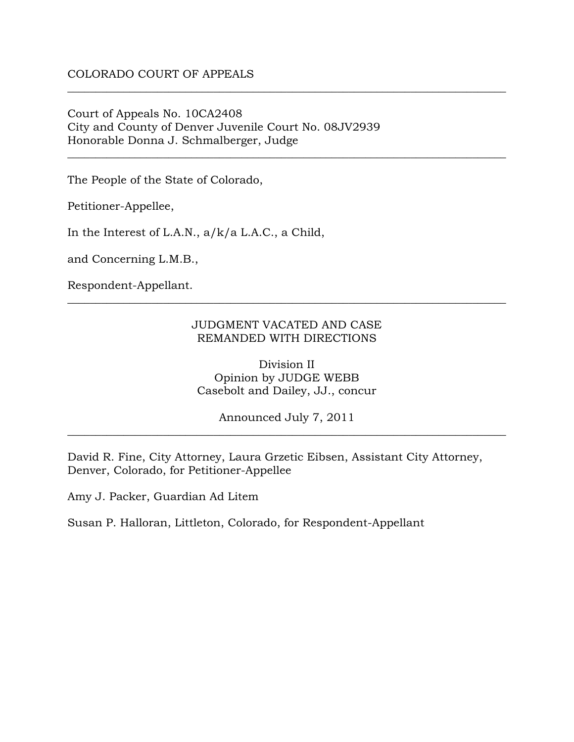COLORADO COURT OF APPEALS

---

Court of Appeals No. 10CA2408
City and County of Denver Juvenile Court No. 08JV2939
Honorable Donna J. Schmalberger, Judge

---

The People of the State of Colorado,

Petitioner-Appellee,

In the Interest of L.A.N., a/k/a L.A.C., a Child,

and Concerning L.M.B.,

Respondent-Appellant.

---

JUDGMENT VACATED AND CASE
REMANDED WITH DIRECTIONS

Division II
Opinion by JUDGE WEBB
Casebolt and Dailey, JJ., concur

Announced July 7, 2011

---

David R. Fine, City Attorney, Laura Grzetic Eibsen, Assistant City Attorney, Denver, Colorado, for Petitioner-Appellee

Amy J. Packer, Guardian Ad Litem

Susan P. Halloran, Littleton, Colorado, for Respondent-Appellant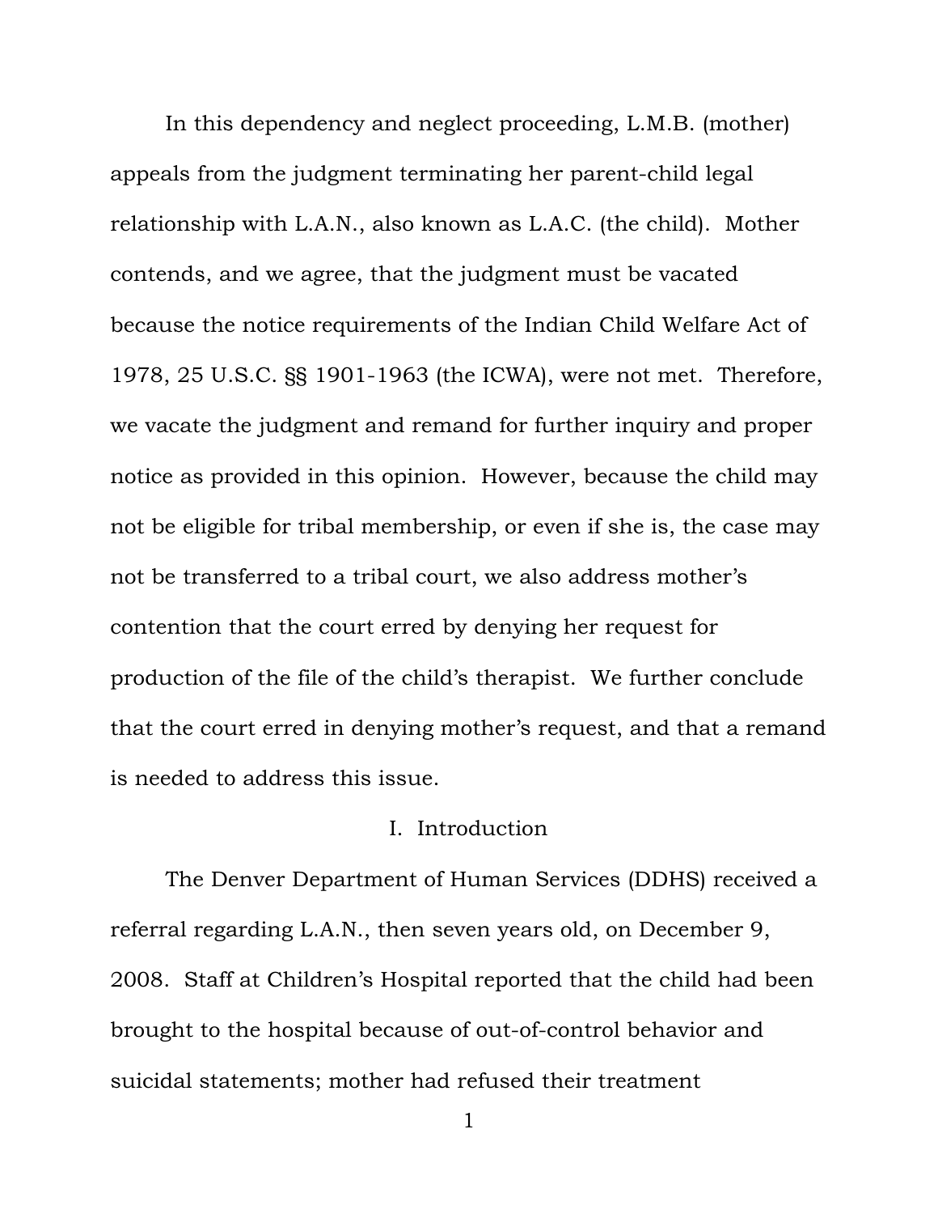In this dependency and neglect proceeding, L.M.B. (mother) appeals from the judgment terminating her parent-child legal relationship with L.A.N., also known as L.A.C. (the child). Mother contends, and we agree, that the judgment must be vacated because the notice requirements of the Indian Child Welfare Act of 1978, 25 U.S.C. §§ 1901-1963 (the ICWA), were not met. Therefore, we vacate the judgment and remand for further inquiry and proper notice as provided in this opinion. However, because the child may not be eligible for tribal membership, or even if she is, the case may not be transferred to a tribal court, we also address mother's contention that the court erred by denying her request for production of the file of the child's therapist. We further conclude that the court erred in denying mother's request, and that a remand is needed to address this issue.

## I. Introduction

The Denver Department of Human Services (DDHS) received a referral regarding L.A.N., then seven years old, on December 9, 2008. Staff at Children's Hospital reported that the child had been brought to the hospital because of out-of-control behavior and suicidal statements; mother had refused their treatment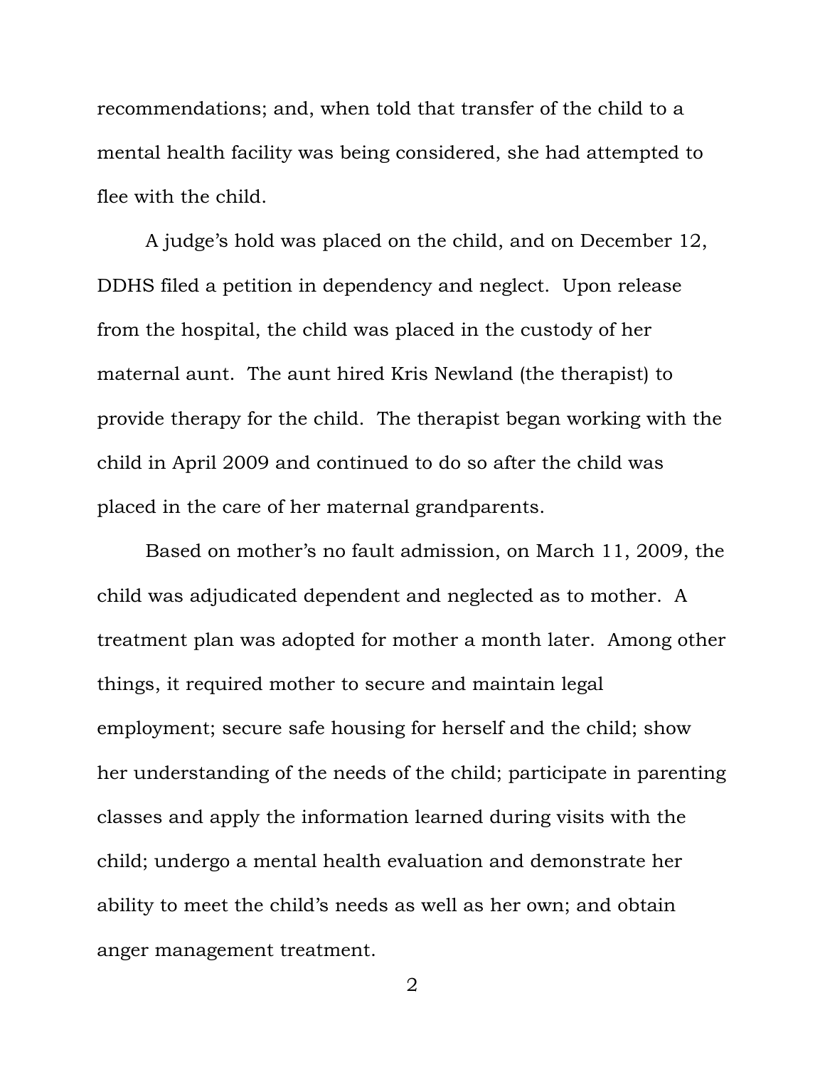recommendations; and, when told that transfer of the child to a mental health facility was being considered, she had attempted to flee with the child.

A judge's hold was placed on the child, and on December 12, DDHS filed a petition in dependency and neglect. Upon release from the hospital, the child was placed in the custody of her maternal aunt. The aunt hired Kris Newland (the therapist) to provide therapy for the child. The therapist began working with the child in April 2009 and continued to do so after the child was placed in the care of her maternal grandparents.

Based on mother's no fault admission, on March 11, 2009, the child was adjudicated dependent and neglected as to mother. A treatment plan was adopted for mother a month later. Among other things, it required mother to secure and maintain legal employment; secure safe housing for herself and the child; show her understanding of the needs of the child; participate in parenting classes and apply the information learned during visits with the child; undergo a mental health evaluation and demonstrate her ability to meet the child's needs as well as her own; and obtain anger management treatment.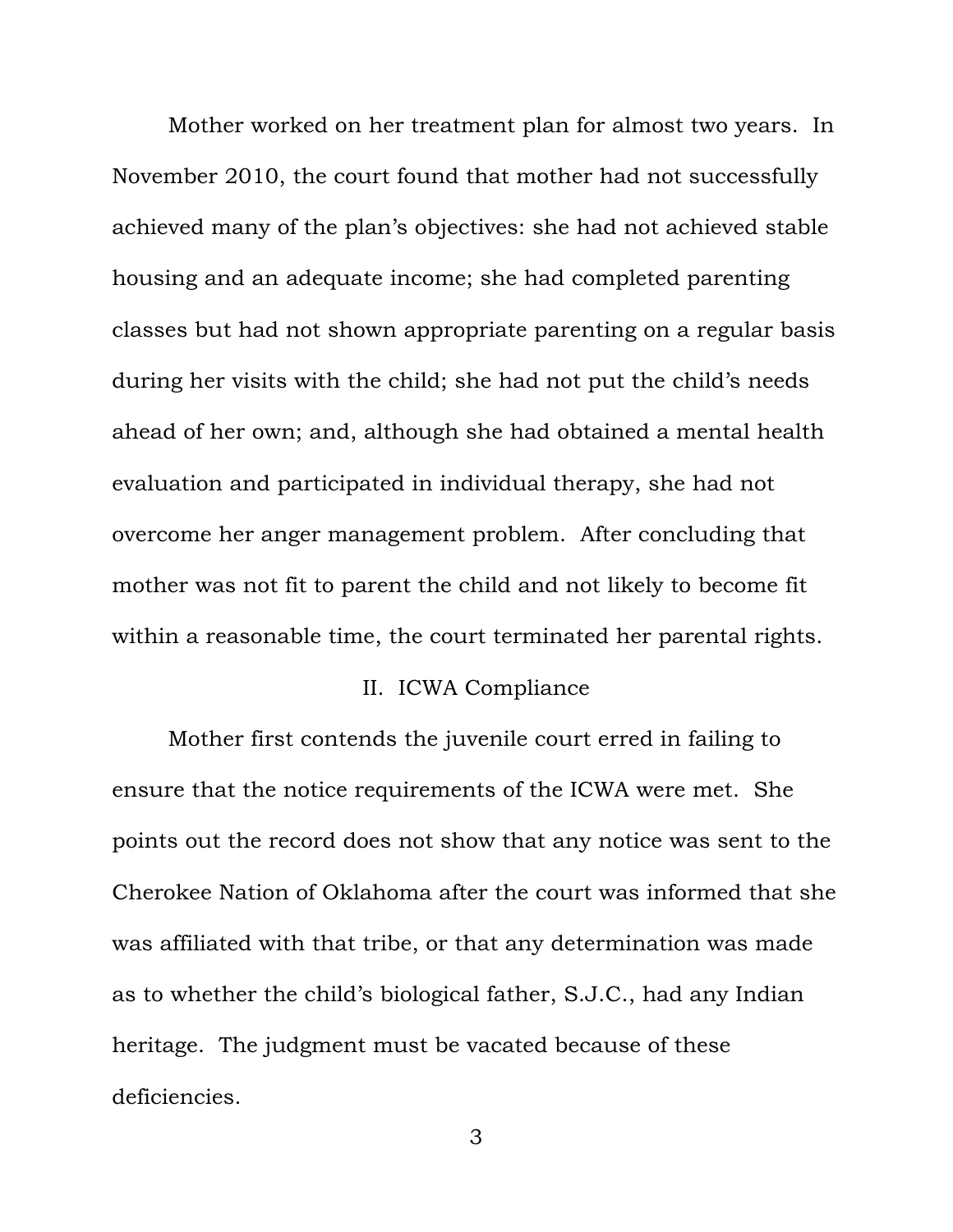Mother worked on her treatment plan for almost two years. In November 2010, the court found that mother had not successfully achieved many of the plan's objectives: she had not achieved stable housing and an adequate income; she had completed parenting classes but had not shown appropriate parenting on a regular basis during her visits with the child; she had not put the child's needs ahead of her own; and, although she had obtained a mental health evaluation and participated in individual therapy, she had not overcome her anger management problem. After concluding that mother was not fit to parent the child and not likely to become fit within a reasonable time, the court terminated her parental rights.

## II. ICWA Compliance

Mother first contends the juvenile court erred in failing to ensure that the notice requirements of the ICWA were met. She points out the record does not show that any notice was sent to the Cherokee Nation of Oklahoma after the court was informed that she was affiliated with that tribe, or that any determination was made as to whether the child's biological father, S.J.C., had any Indian heritage. The judgment must be vacated because of these deficiencies.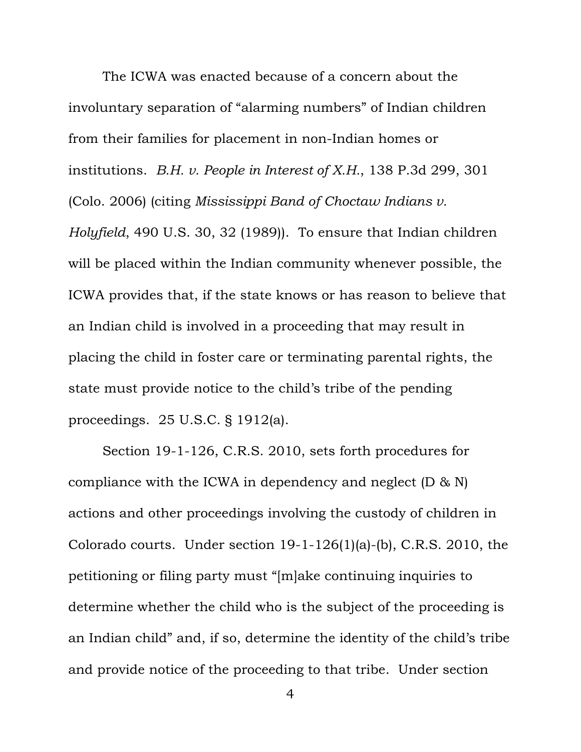The ICWA was enacted because of a concern about the involuntary separation of "alarming numbers" of Indian children from their families for placement in non-Indian homes or institutions. *B.H. v. People in Interest of X.H.*, 138 P.3d 299, 301 (Colo. 2006) (citing *Mississippi Band of Choctaw Indians v. Holyfield*, 490 U.S. 30, 32 (1989)). To ensure that Indian children will be placed within the Indian community whenever possible, the ICWA provides that, if the state knows or has reason to believe that an Indian child is involved in a proceeding that may result in placing the child in foster care or terminating parental rights, the state must provide notice to the child's tribe of the pending proceedings. 25 U.S.C. § 1912(a).

Section 19-1-126, C.R.S. 2010, sets forth procedures for compliance with the ICWA in dependency and neglect (D & N) actions and other proceedings involving the custody of children in Colorado courts. Under section 19-1-126(1)(a)-(b), C.R.S. 2010, the petitioning or filing party must "[m]ake continuing inquiries to determine whether the child who is the subject of the proceeding is an Indian child" and, if so, determine the identity of the child's tribe and provide notice of the proceeding to that tribe. Under section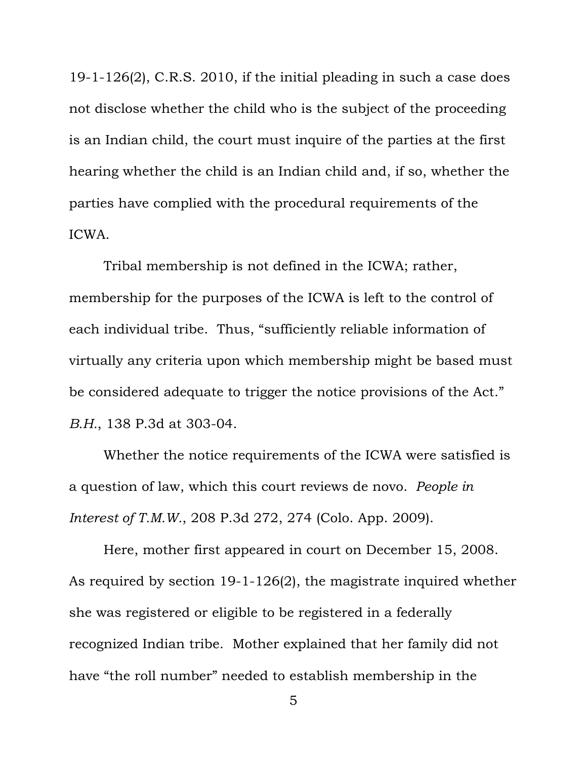19-1-126(2), C.R.S. 2010, if the initial pleading in such a case does not disclose whether the child who is the subject of the proceeding is an Indian child, the court must inquire of the parties at the first hearing whether the child is an Indian child and, if so, whether the parties have complied with the procedural requirements of the ICWA.

Tribal membership is not defined in the ICWA; rather, membership for the purposes of the ICWA is left to the control of each individual tribe. Thus, "sufficiently reliable information of virtually any criteria upon which membership might be based must be considered adequate to trigger the notice provisions of the Act." *B.H.*, 138 P.3d at 303-04.

Whether the notice requirements of the ICWA were satisfied is a question of law, which this court reviews de novo. *People in Interest of T.M.W.*, 208 P.3d 272, 274 (Colo. App. 2009).

Here, mother first appeared in court on December 15, 2008. As required by section 19-1-126(2), the magistrate inquired whether she was registered or eligible to be registered in a federally recognized Indian tribe. Mother explained that her family did not have "the roll number" needed to establish membership in the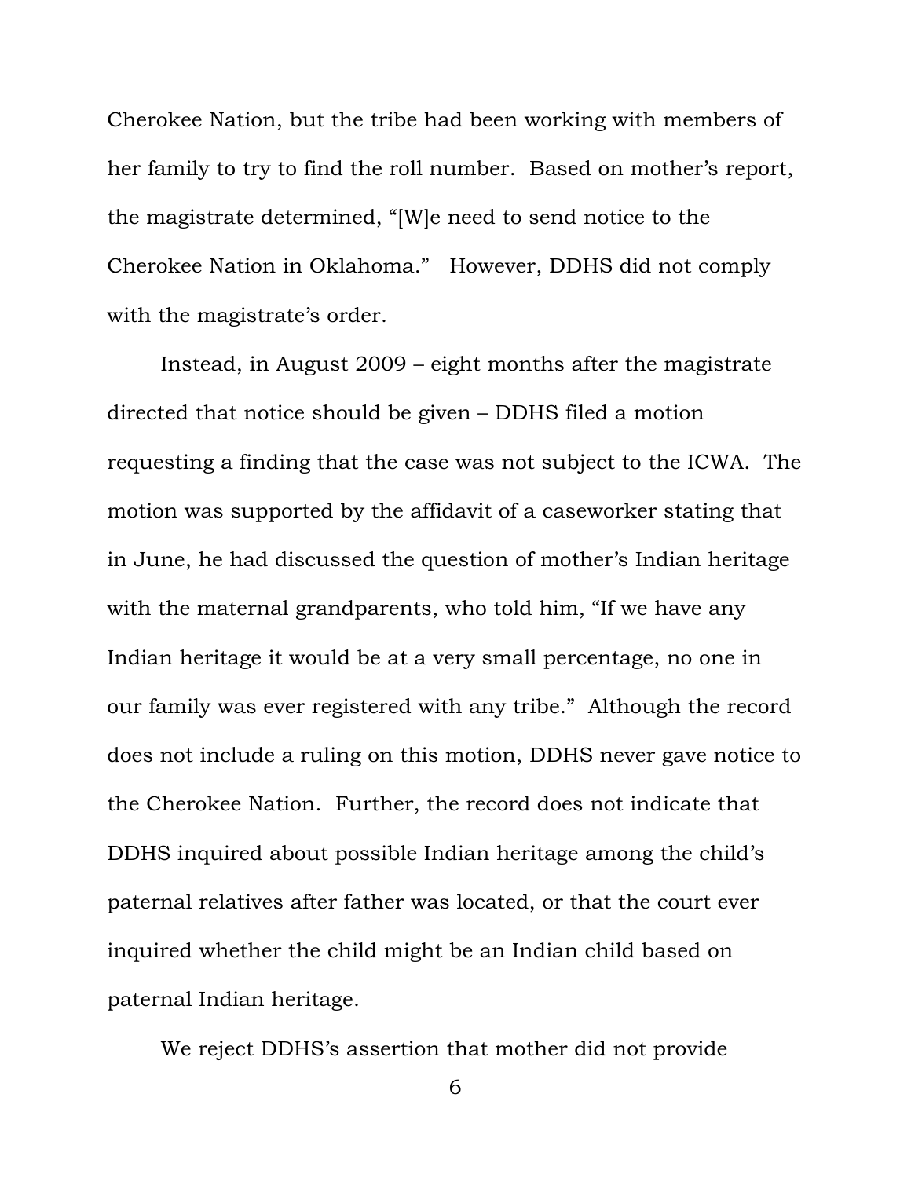Cherokee Nation, but the tribe had been working with members of her family to try to find the roll number. Based on mother's report, the magistrate determined, "[W]e need to send notice to the Cherokee Nation in Oklahoma." However, DDHS did not comply with the magistrate's order.

Instead, in August 2009 – eight months after the magistrate directed that notice should be given – DDHS filed a motion requesting a finding that the case was not subject to the ICWA. The motion was supported by the affidavit of a caseworker stating that in June, he had discussed the question of mother's Indian heritage with the maternal grandparents, who told him, "If we have any Indian heritage it would be at a very small percentage, no one in our family was ever registered with any tribe." Although the record does not include a ruling on this motion, DDHS never gave notice to the Cherokee Nation. Further, the record does not indicate that DDHS inquired about possible Indian heritage among the child's paternal relatives after father was located, or that the court ever inquired whether the child might be an Indian child based on paternal Indian heritage.

We reject DDHS's assertion that mother did not provide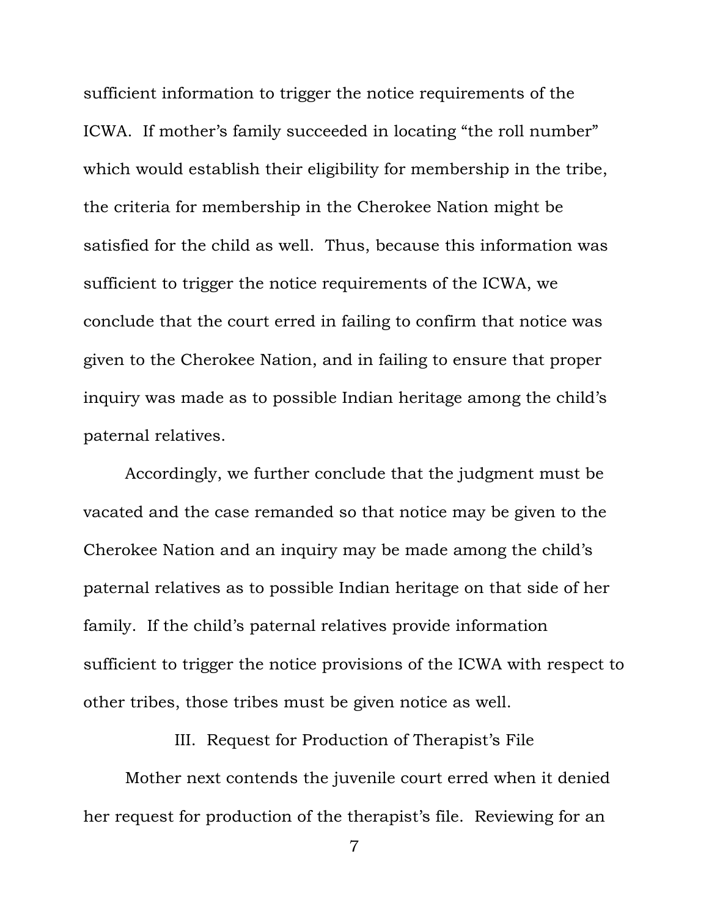sufficient information to trigger the notice requirements of the ICWA. If mother's family succeeded in locating "the roll number" which would establish their eligibility for membership in the tribe, the criteria for membership in the Cherokee Nation might be satisfied for the child as well. Thus, because this information was sufficient to trigger the notice requirements of the ICWA, we conclude that the court erred in failing to confirm that notice was given to the Cherokee Nation, and in failing to ensure that proper inquiry was made as to possible Indian heritage among the child's paternal relatives.

Accordingly, we further conclude that the judgment must be vacated and the case remanded so that notice may be given to the Cherokee Nation and an inquiry may be made among the child's paternal relatives as to possible Indian heritage on that side of her family. If the child's paternal relatives provide information sufficient to trigger the notice provisions of the ICWA with respect to other tribes, those tribes must be given notice as well.

## III. Request for Production of Therapist's File

Mother next contends the juvenile court erred when it denied her request for production of the therapist's file. Reviewing for an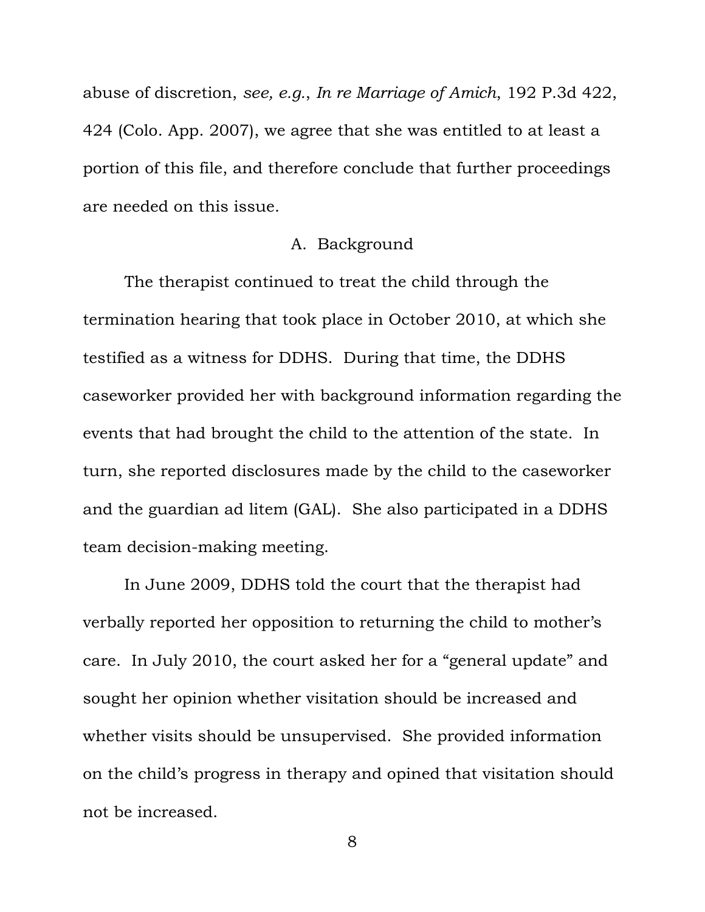abuse of discretion, *see, e.g.*, *In re Marriage of Amich*, 192 P.3d 422, 424 (Colo. App. 2007), we agree that she was entitled to at least a portion of this file, and therefore conclude that further proceedings are needed on this issue.

### A. Background

The therapist continued to treat the child through the termination hearing that took place in October 2010, at which she testified as a witness for DDHS. During that time, the DDHS caseworker provided her with background information regarding the events that had brought the child to the attention of the state. In turn, she reported disclosures made by the child to the caseworker and the guardian ad litem (GAL). She also participated in a DDHS team decision-making meeting.

In June 2009, DDHS told the court that the therapist had verbally reported her opposition to returning the child to mother's care. In July 2010, the court asked her for a "general update" and sought her opinion whether visitation should be increased and whether visits should be unsupervised. She provided information on the child's progress in therapy and opined that visitation should not be increased.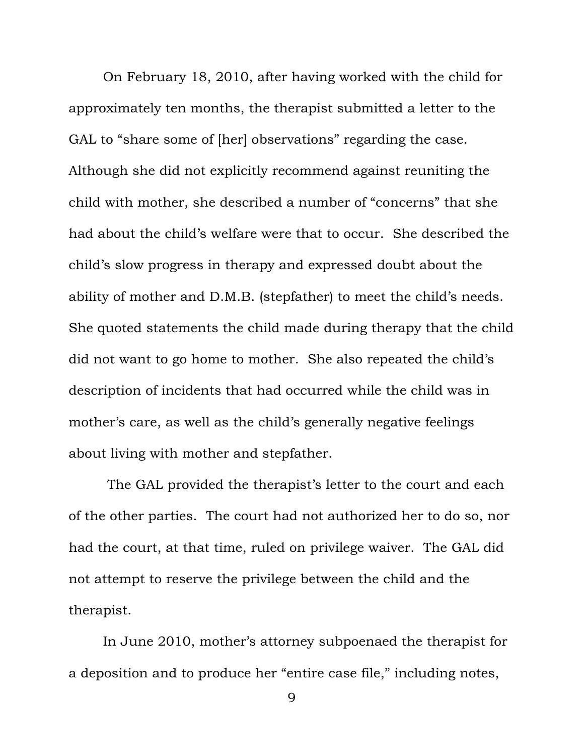On February 18, 2010, after having worked with the child for approximately ten months, the therapist submitted a letter to the GAL to "share some of [her] observations" regarding the case. Although she did not explicitly recommend against reuniting the child with mother, she described a number of "concerns" that she had about the child's welfare were that to occur. She described the child's slow progress in therapy and expressed doubt about the ability of mother and D.M.B. (stepfather) to meet the child's needs. She quoted statements the child made during therapy that the child did not want to go home to mother. She also repeated the child's description of incidents that had occurred while the child was in mother's care, as well as the child's generally negative feelings about living with mother and stepfather.

The GAL provided the therapist's letter to the court and each of the other parties. The court had not authorized her to do so, nor had the court, at that time, ruled on privilege waiver. The GAL did not attempt to reserve the privilege between the child and the therapist.

In June 2010, mother's attorney subpoenaed the therapist for a deposition and to produce her "entire case file," including notes,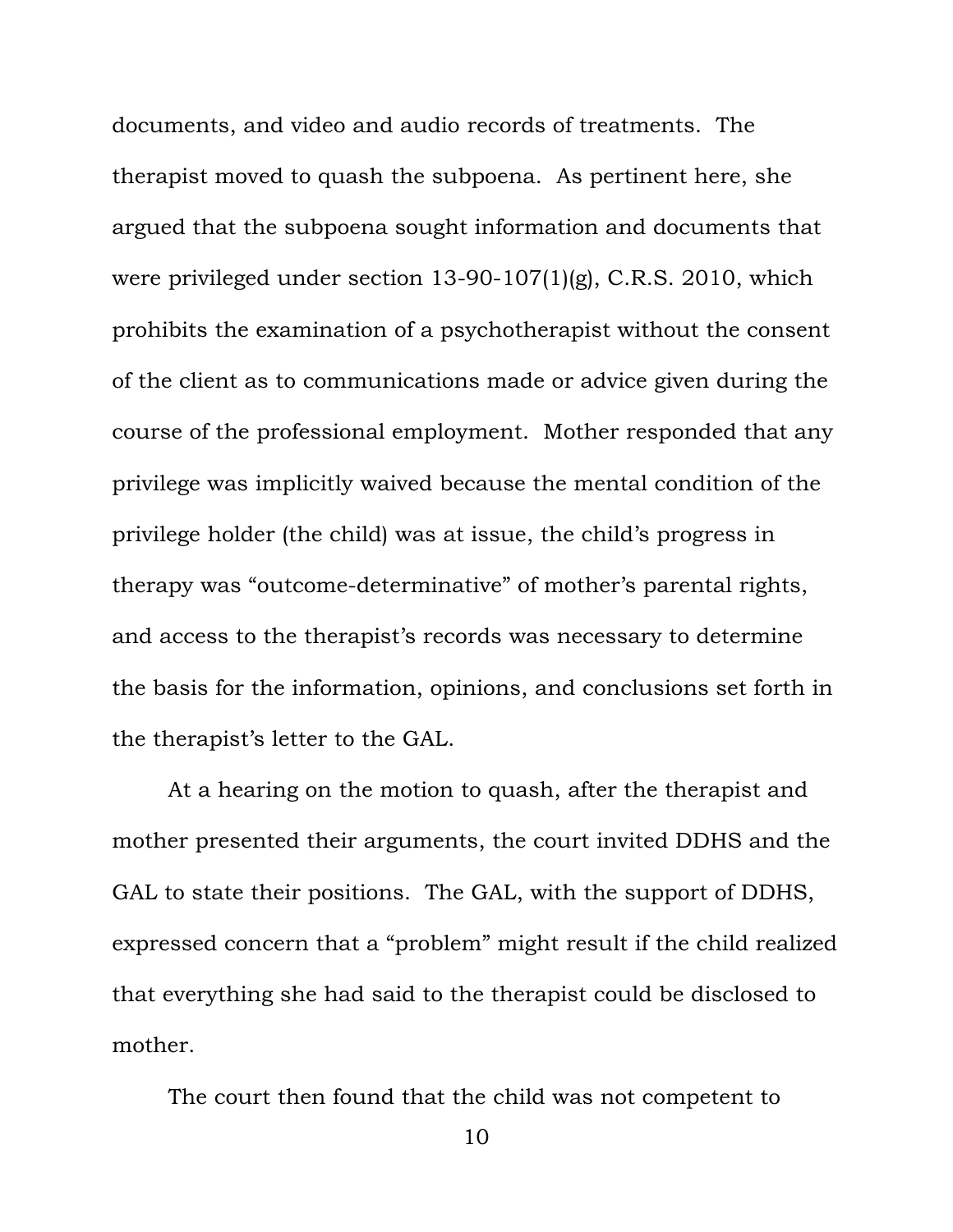documents, and video and audio records of treatments. The therapist moved to quash the subpoena. As pertinent here, she argued that the subpoena sought information and documents that were privileged under section 13-90-107(1)(g), C.R.S. 2010, which prohibits the examination of a psychotherapist without the consent of the client as to communications made or advice given during the course of the professional employment. Mother responded that any privilege was implicitly waived because the mental condition of the privilege holder (the child) was at issue, the child's progress in therapy was "outcome-determinative" of mother's parental rights, and access to the therapist's records was necessary to determine the basis for the information, opinions, and conclusions set forth in the therapist's letter to the GAL.

At a hearing on the motion to quash, after the therapist and mother presented their arguments, the court invited DDHS and the GAL to state their positions. The GAL, with the support of DDHS, expressed concern that a "problem" might result if the child realized that everything she had said to the therapist could be disclosed to mother.

The court then found that the child was not competent to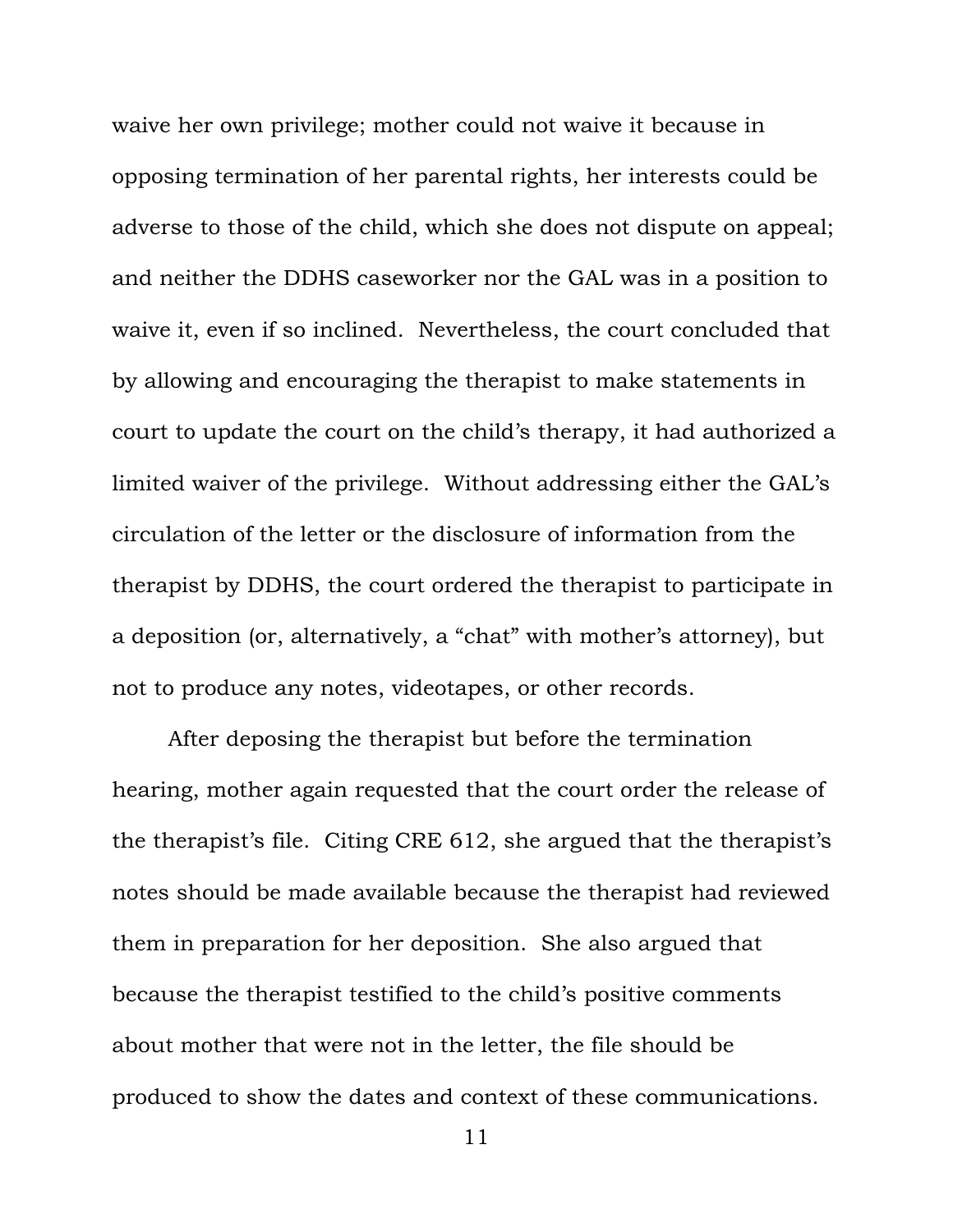waive her own privilege; mother could not waive it because in opposing termination of her parental rights, her interests could be adverse to those of the child, which she does not dispute on appeal; and neither the DDHS caseworker nor the GAL was in a position to waive it, even if so inclined. Nevertheless, the court concluded that by allowing and encouraging the therapist to make statements in court to update the court on the child's therapy, it had authorized a limited waiver of the privilege. Without addressing either the GAL's circulation of the letter or the disclosure of information from the therapist by DDHS, the court ordered the therapist to participate in a deposition (or, alternatively, a "chat" with mother's attorney), but not to produce any notes, videotapes, or other records.

After deposing the therapist but before the termination hearing, mother again requested that the court order the release of the therapist's file. Citing CRE 612, she argued that the therapist's notes should be made available because the therapist had reviewed them in preparation for her deposition. She also argued that because the therapist testified to the child's positive comments about mother that were not in the letter, the file should be produced to show the dates and context of these communications.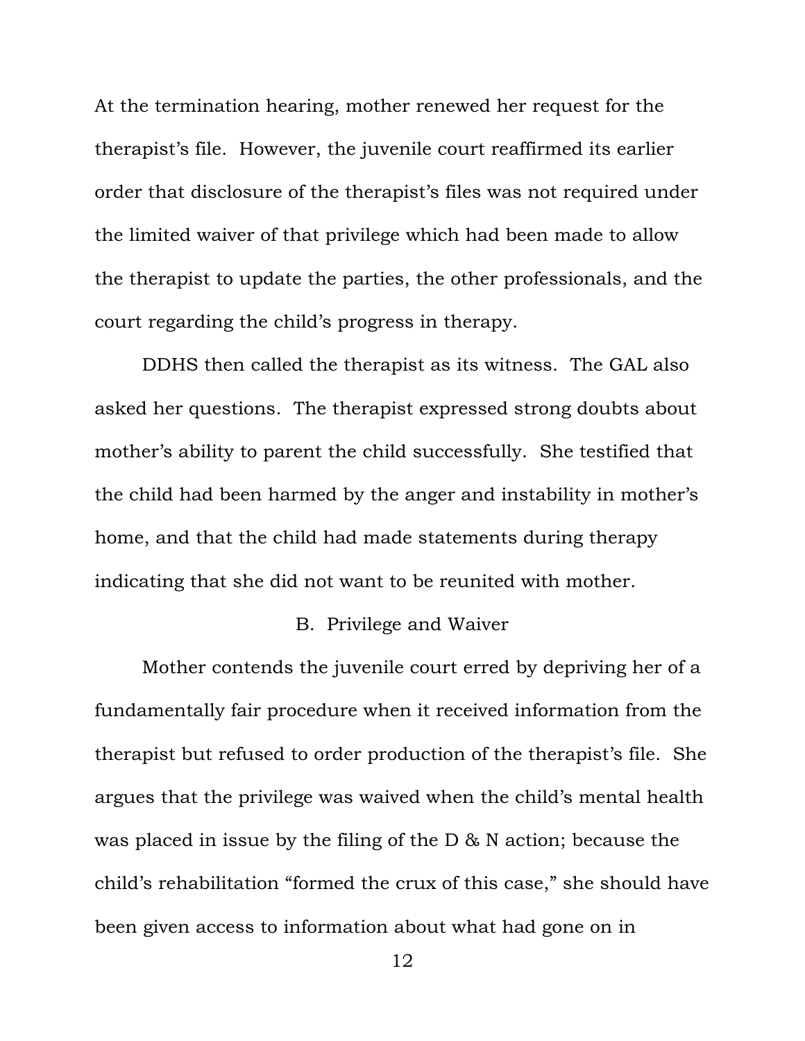At the termination hearing, mother renewed her request for the therapist's file. However, the juvenile court reaffirmed its earlier order that disclosure of the therapist's files was not required under the limited waiver of that privilege which had been made to allow the therapist to update the parties, the other professionals, and the court regarding the child's progress in therapy.

DDHS then called the therapist as its witness. The GAL also asked her questions. The therapist expressed strong doubts about mother's ability to parent the child successfully. She testified that the child had been harmed by the anger and instability in mother's home, and that the child had made statements during therapy indicating that she did not want to be reunited with mother.

### B. Privilege and Waiver

Mother contends the juvenile court erred by depriving her of a fundamentally fair procedure when it received information from the therapist but refused to order production of the therapist's file. She argues that the privilege was waived when the child's mental health was placed in issue by the filing of the D & N action; because the child's rehabilitation "formed the crux of this case," she should have been given access to information about what had gone on in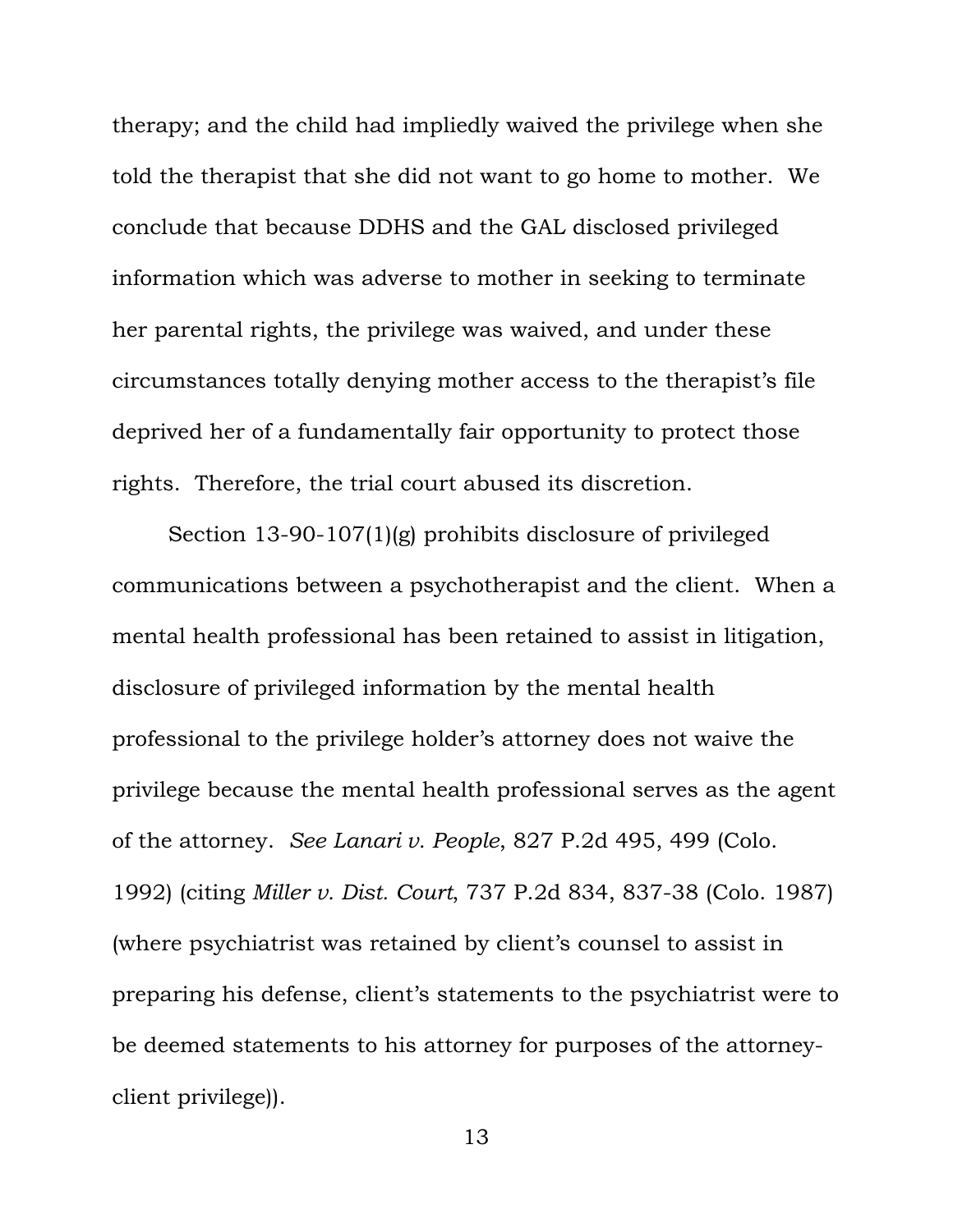therapy; and the child had impliedly waived the privilege when she told the therapist that she did not want to go home to mother. We conclude that because DDHS and the GAL disclosed privileged information which was adverse to mother in seeking to terminate her parental rights, the privilege was waived, and under these circumstances totally denying mother access to the therapist's file deprived her of a fundamentally fair opportunity to protect those rights. Therefore, the trial court abused its discretion.

Section 13-90-107(1)(g) prohibits disclosure of privileged communications between a psychotherapist and the client. When a mental health professional has been retained to assist in litigation, disclosure of privileged information by the mental health professional to the privilege holder's attorney does not waive the privilege because the mental health professional serves as the agent of the attorney. *See Lanari v. People*, 827 P.2d 495, 499 (Colo. 1992) (citing *Miller v. Dist. Court*, 737 P.2d 834, 837-38 (Colo. 1987) (where psychiatrist was retained by client's counsel to assist in preparing his defense, client's statements to the psychiatrist were to be deemed statements to his attorney for purposes of the attorney-client privilege)).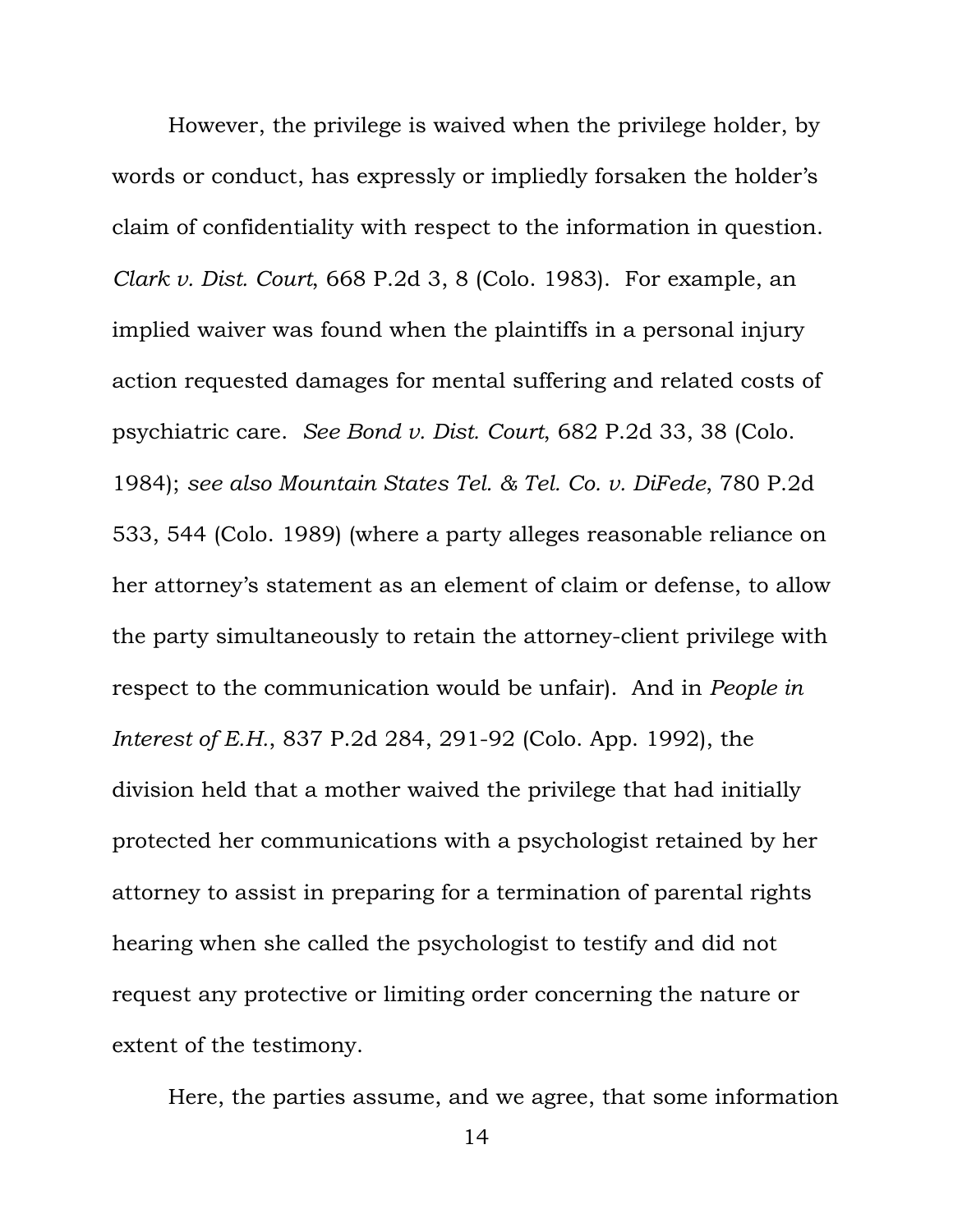However, the privilege is waived when the privilege holder, by words or conduct, has expressly or impliedly forsaken the holder's claim of confidentiality with respect to the information in question. *Clark v. Dist. Court*, 668 P.2d 3, 8 (Colo. 1983). For example, an implied waiver was found when the plaintiffs in a personal injury action requested damages for mental suffering and related costs of psychiatric care. *See Bond v. Dist. Court*, 682 P.2d 33, 38 (Colo. 1984); *see also Mountain States Tel. & Tel. Co. v. DiFede*, 780 P.2d 533, 544 (Colo. 1989) (where a party alleges reasonable reliance on her attorney's statement as an element of claim or defense, to allow the party simultaneously to retain the attorney-client privilege with respect to the communication would be unfair). And in *People in Interest of E.H.*, 837 P.2d 284, 291-92 (Colo. App. 1992), the division held that a mother waived the privilege that had initially protected her communications with a psychologist retained by her attorney to assist in preparing for a termination of parental rights hearing when she called the psychologist to testify and did not request any protective or limiting order concerning the nature or extent of the testimony.

Here, the parties assume, and we agree, that some information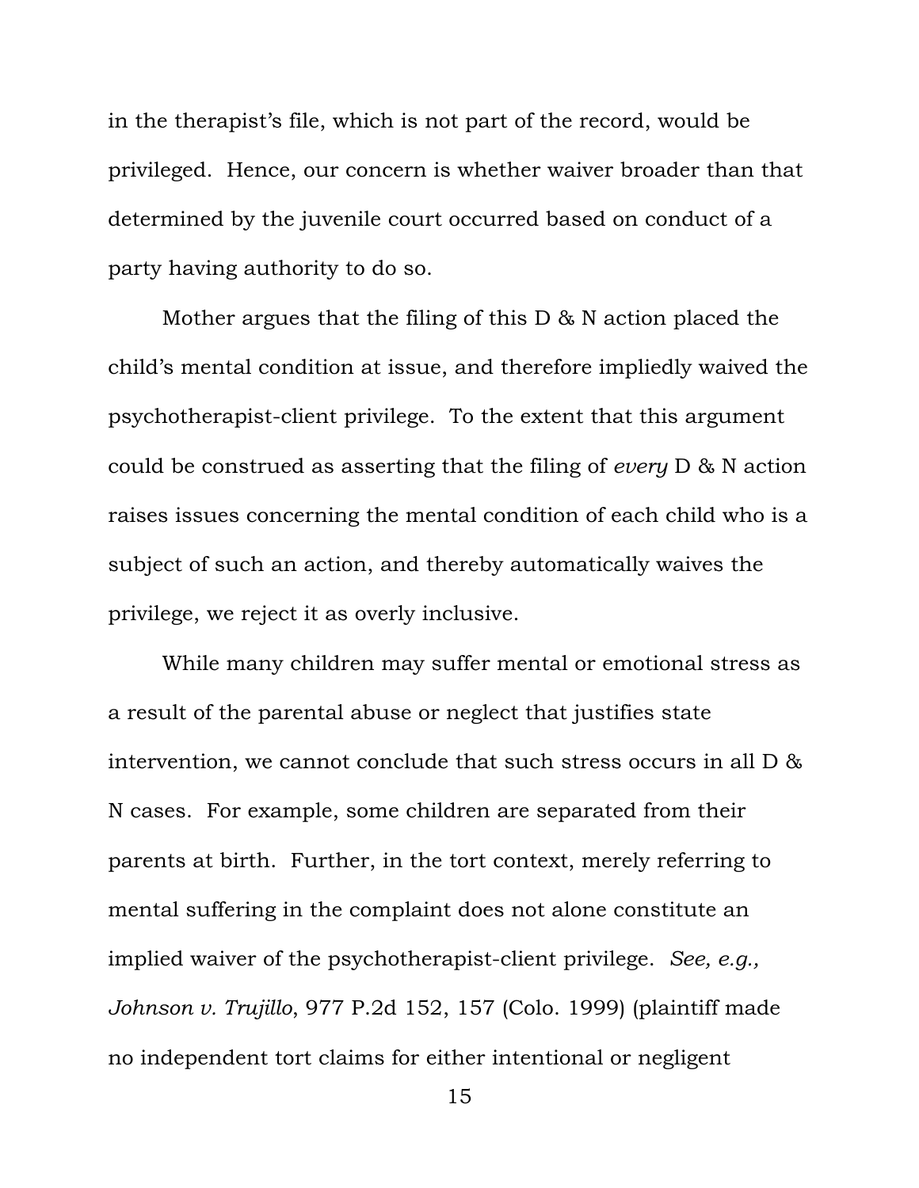in the therapist's file, which is not part of the record, would be privileged. Hence, our concern is whether waiver broader than that determined by the juvenile court occurred based on conduct of a party having authority to do so.

Mother argues that the filing of this D & N action placed the child's mental condition at issue, and therefore impliedly waived the psychotherapist-client privilege. To the extent that this argument could be construed as asserting that the filing of *every* D & N action raises issues concerning the mental condition of each child who is a subject of such an action, and thereby automatically waives the privilege, we reject it as overly inclusive.

While many children may suffer mental or emotional stress as a result of the parental abuse or neglect that justifies state intervention, we cannot conclude that such stress occurs in all D & N cases. For example, some children are separated from their parents at birth. Further, in the tort context, merely referring to mental suffering in the complaint does not alone constitute an implied waiver of the psychotherapist-client privilege. *See, e.g., Johnson v. Trujillo*, 977 P.2d 152, 157 (Colo. 1999) (plaintiff made no independent tort claims for either intentional or negligent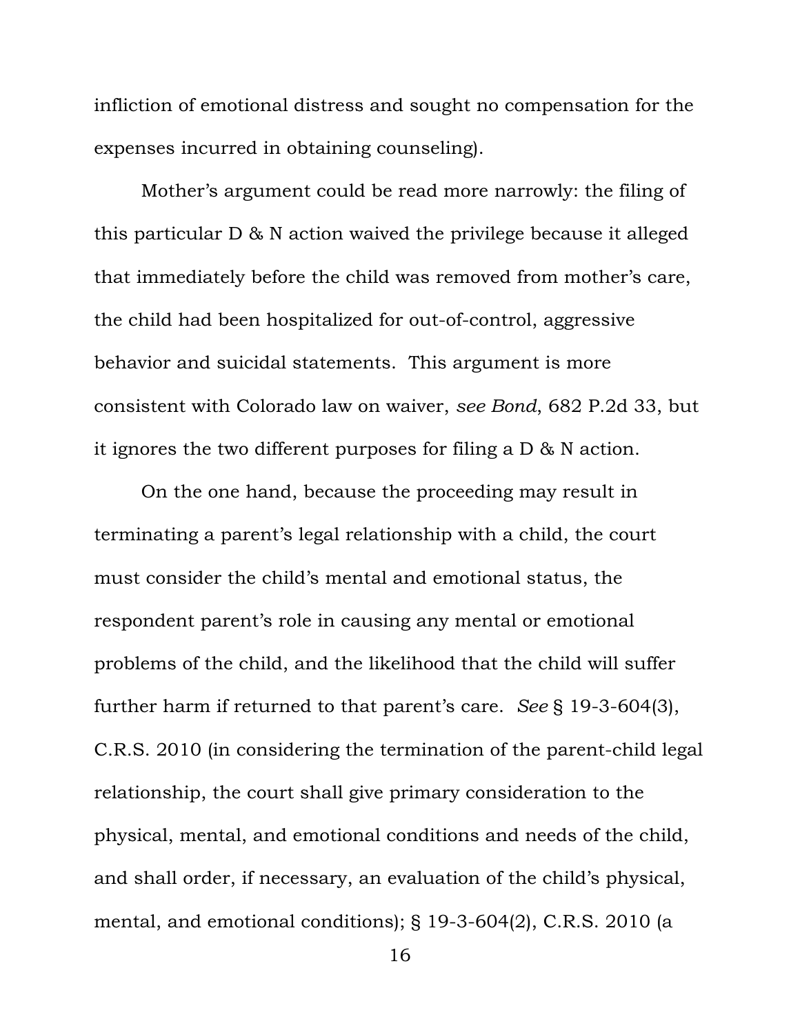infliction of emotional distress and sought no compensation for the expenses incurred in obtaining counseling).

Mother's argument could be read more narrowly: the filing of this particular D & N action waived the privilege because it alleged that immediately before the child was removed from mother's care, the child had been hospitalized for out-of-control, aggressive behavior and suicidal statements. This argument is more consistent with Colorado law on waiver, *see Bond*, 682 P.2d 33, but it ignores the two different purposes for filing a D & N action.

On the one hand, because the proceeding may result in terminating a parent's legal relationship with a child, the court must consider the child's mental and emotional status, the respondent parent's role in causing any mental or emotional problems of the child, and the likelihood that the child will suffer further harm if returned to that parent's care. *See* § 19-3-604(3), C.R.S. 2010 (in considering the termination of the parent-child legal relationship, the court shall give primary consideration to the physical, mental, and emotional conditions and needs of the child, and shall order, if necessary, an evaluation of the child's physical, mental, and emotional conditions); § 19-3-604(2), C.R.S. 2010 (a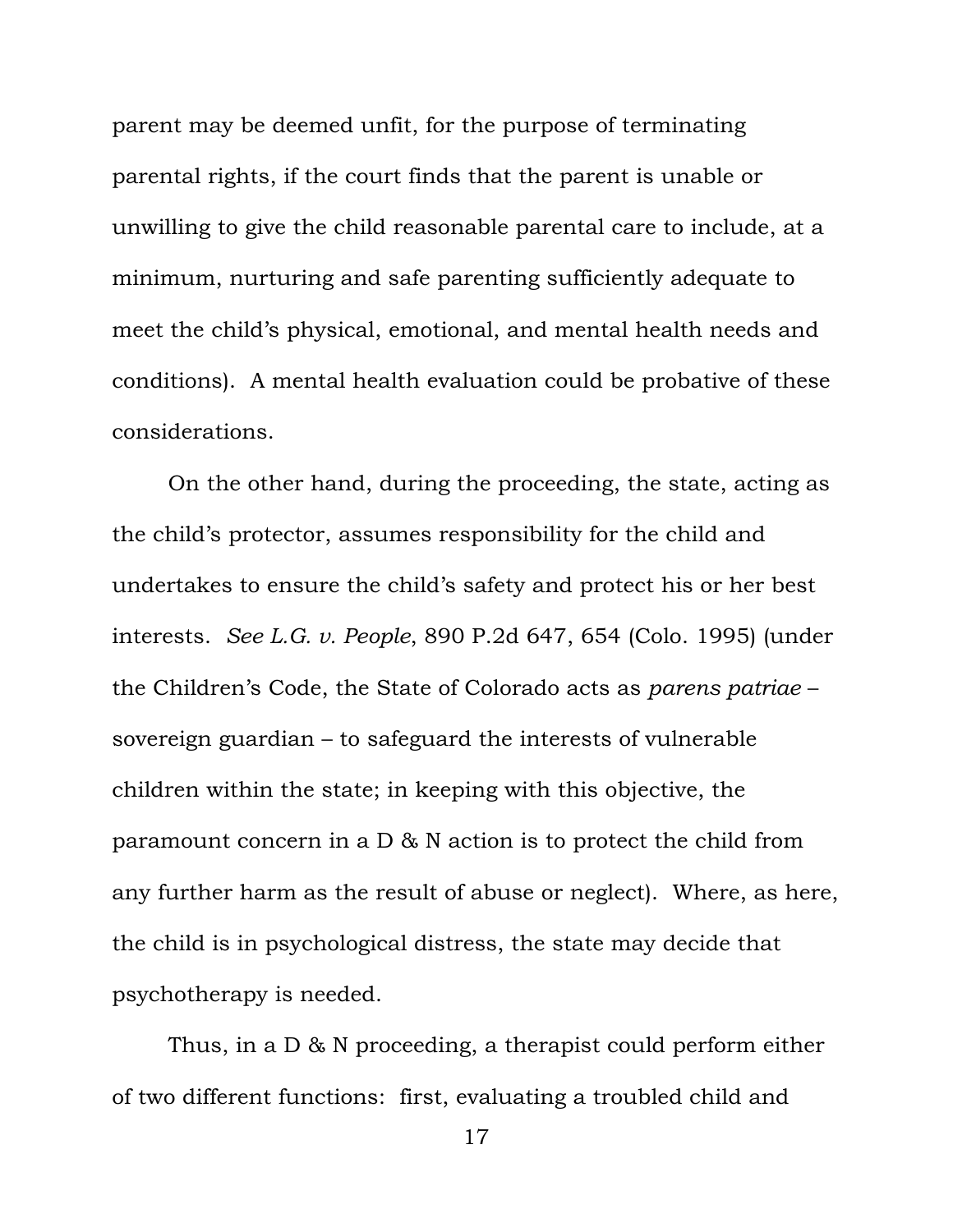parent may be deemed unfit, for the purpose of terminating parental rights, if the court finds that the parent is unable or unwilling to give the child reasonable parental care to include, at a minimum, nurturing and safe parenting sufficiently adequate to meet the child's physical, emotional, and mental health needs and conditions). A mental health evaluation could be probative of these considerations.

On the other hand, during the proceeding, the state, acting as the child's protector, assumes responsibility for the child and undertakes to ensure the child's safety and protect his or her best interests. *See L.G. v. People*, 890 P.2d 647, 654 (Colo. 1995) (under the Children's Code, the State of Colorado acts as *parens patriae* – sovereign guardian – to safeguard the interests of vulnerable children within the state; in keeping with this objective, the paramount concern in a D & N action is to protect the child from any further harm as the result of abuse or neglect). Where, as here, the child is in psychological distress, the state may decide that psychotherapy is needed.

Thus, in a D & N proceeding, a therapist could perform either of two different functions: first, evaluating a troubled child and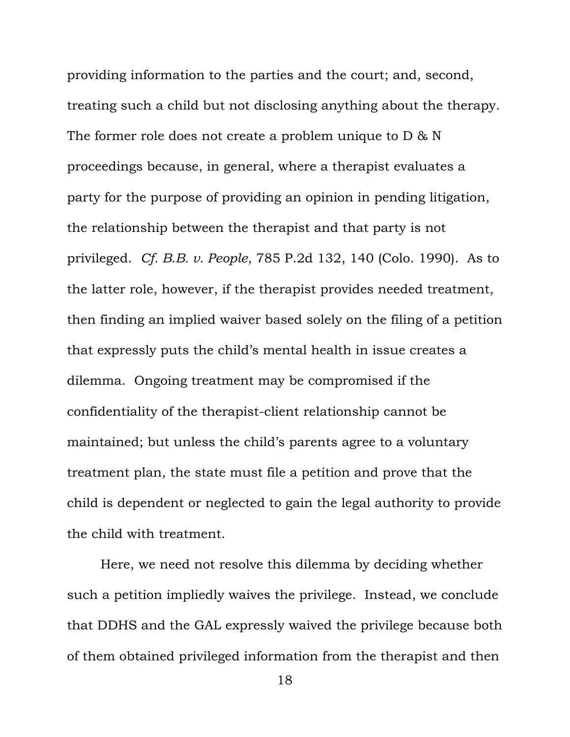providing information to the parties and the court; and, second, treating such a child but not disclosing anything about the therapy. The former role does not create a problem unique to D & N proceedings because, in general, where a therapist evaluates a party for the purpose of providing an opinion in pending litigation, the relationship between the therapist and that party is not privileged. *Cf. B.B. v. People*, 785 P.2d 132, 140 (Colo. 1990). As to the latter role, however, if the therapist provides needed treatment, then finding an implied waiver based solely on the filing of a petition that expressly puts the child's mental health in issue creates a dilemma. Ongoing treatment may be compromised if the confidentiality of the therapist-client relationship cannot be maintained; but unless the child's parents agree to a voluntary treatment plan, the state must file a petition and prove that the child is dependent or neglected to gain the legal authority to provide the child with treatment.

Here, we need not resolve this dilemma by deciding whether such a petition impliedly waives the privilege. Instead, we conclude that DDHS and the GAL expressly waived the privilege because both of them obtained privileged information from the therapist and then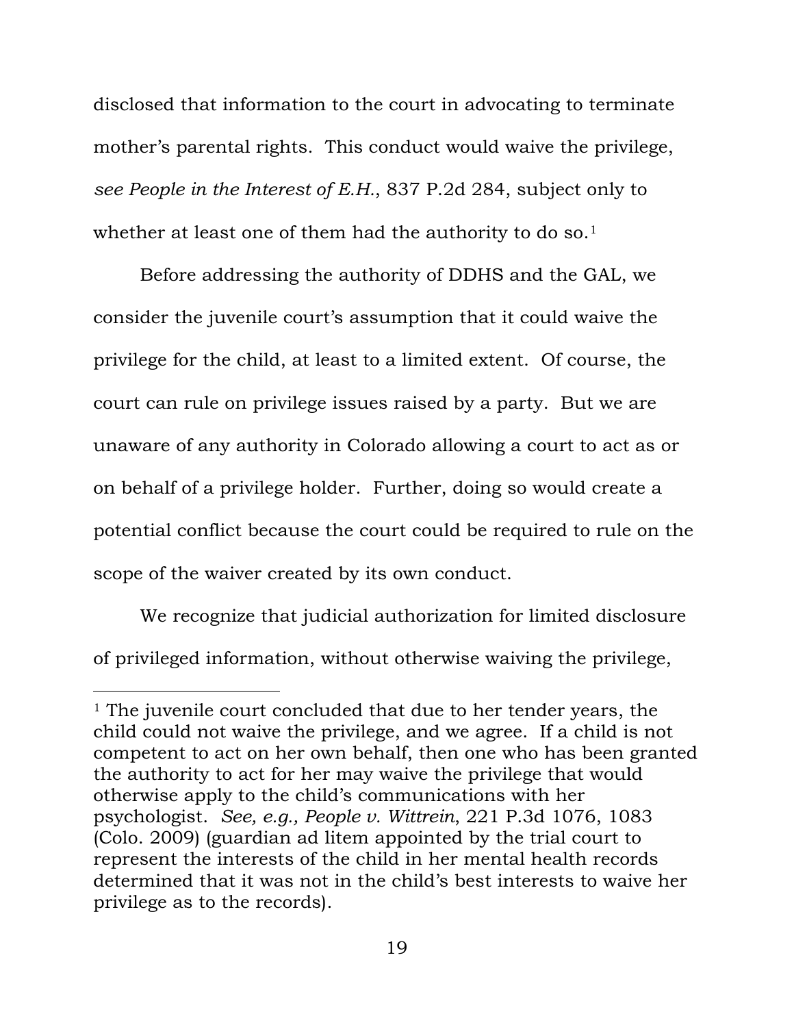disclosed that information to the court in advocating to terminate mother's parental rights. This conduct would waive the privilege, *see People in the Interest of E.H.*, 837 P.2d 284, subject only to whether at least one of them had the authority to do so.[1]

Before addressing the authority of DDHS and the GAL, we consider the juvenile court's assumption that it could waive the privilege for the child, at least to a limited extent. Of course, the court can rule on privilege issues raised by a party. But we are unaware of any authority in Colorado allowing a court to act as or on behalf of a privilege holder. Further, doing so would create a potential conflict because the court could be required to rule on the scope of the waiver created by its own conduct.

We recognize that judicial authorization for limited disclosure of privileged information, without otherwise waiving the privilege,

---

[1] The juvenile court concluded that due to her tender years, the child could not waive the privilege, and we agree. If a child is not competent to act on her own behalf, then one who has been granted the authority to act for her may waive the privilege that would otherwise apply to the child's communications with her psychologist. *See, e.g., People v. Wittrein*, 221 P.3d 1076, 1083 (Colo. 2009) (guardian ad litem appointed by the trial court to represent the interests of the child in her mental health records determined that it was not in the child's best interests to waive her privilege as to the records).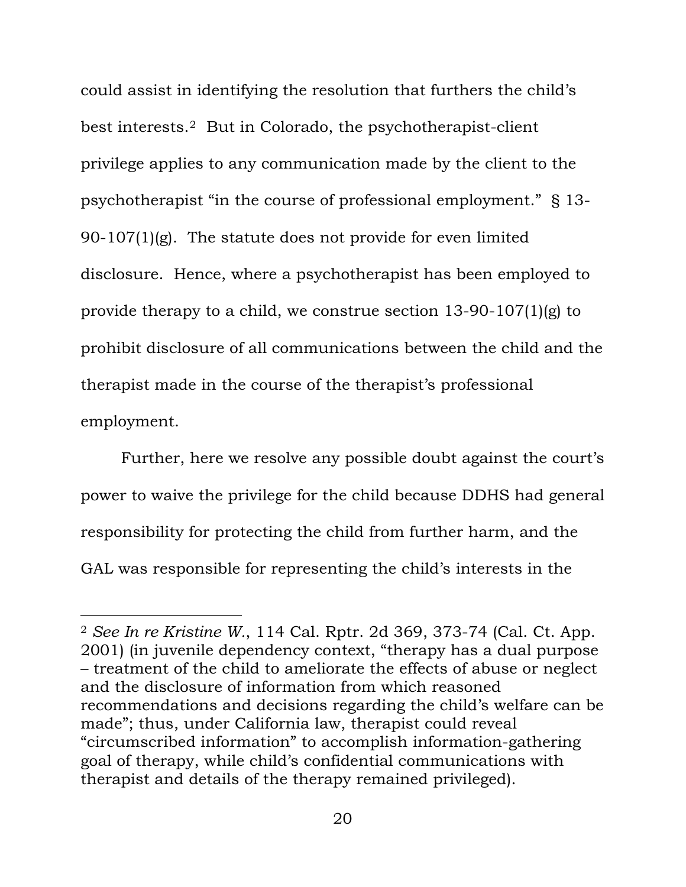could assist in identifying the resolution that furthers the child's best interests.[2] But in Colorado, the psychotherapist-client privilege applies to any communication made by the client to the psychotherapist "in the course of professional employment." § 13-90-107(1)(g). The statute does not provide for even limited disclosure. Hence, where a psychotherapist has been employed to provide therapy to a child, we construe section 13-90-107(1)(g) to prohibit disclosure of all communications between the child and the therapist made in the course of the therapist's professional employment.

Further, here we resolve any possible doubt against the court's power to waive the privilege for the child because DDHS had general responsibility for protecting the child from further harm, and the GAL was responsible for representing the child's interests in the

---

[2] *See In re Kristine W.*, 114 Cal. Rptr. 2d 369, 373-74 (Cal. Ct. App. 2001) (in juvenile dependency context, "therapy has a dual purpose – treatment of the child to ameliorate the effects of abuse or neglect and the disclosure of information from which reasoned recommendations and decisions regarding the child's welfare can be made"; thus, under California law, therapist could reveal "circumscribed information" to accomplish information-gathering goal of therapy, while child's confidential communications with therapist and details of the therapy remained privileged).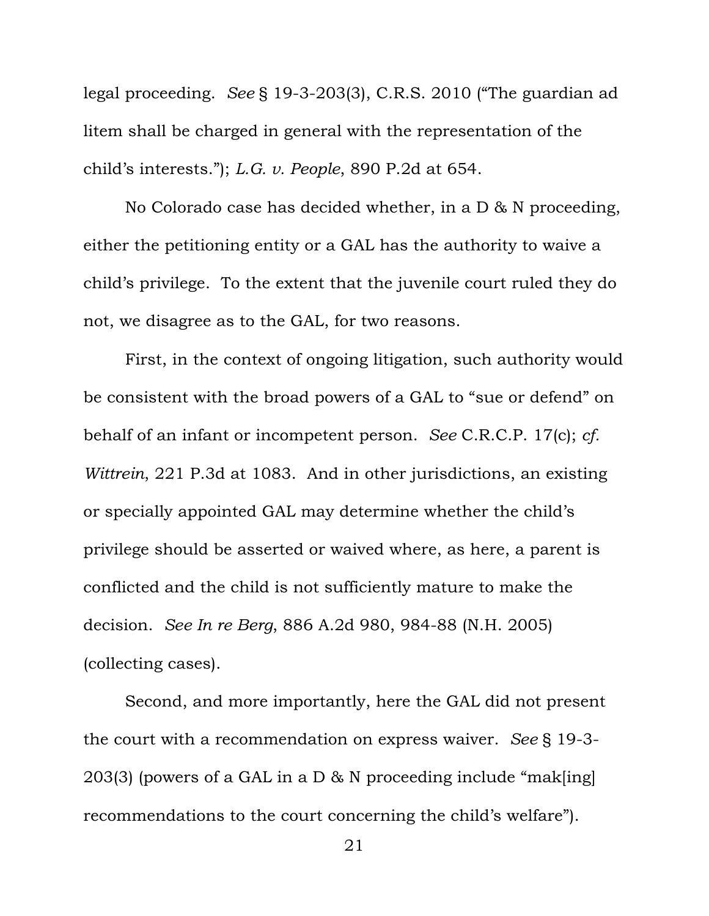legal proceeding. *See* § 19-3-203(3), C.R.S. 2010 ("The guardian ad litem shall be charged in general with the representation of the child's interests."); *L.G. v. People*, 890 P.2d at 654.

No Colorado case has decided whether, in a D & N proceeding, either the petitioning entity or a GAL has the authority to waive a child's privilege. To the extent that the juvenile court ruled they do not, we disagree as to the GAL, for two reasons.

First, in the context of ongoing litigation, such authority would be consistent with the broad powers of a GAL to "sue or defend" on behalf of an infant or incompetent person. *See* C.R.C.P. 17(c); *cf. Wittrein*, 221 P.3d at 1083. And in other jurisdictions, an existing or specially appointed GAL may determine whether the child's privilege should be asserted or waived where, as here, a parent is conflicted and the child is not sufficiently mature to make the decision. *See In re Berg*, 886 A.2d 980, 984-88 (N.H. 2005) (collecting cases).

Second, and more importantly, here the GAL did not present the court with a recommendation on express waiver. *See* § 19-3-203(3) (powers of a GAL in a D & N proceeding include "mak[ing] recommendations to the court concerning the child's welfare").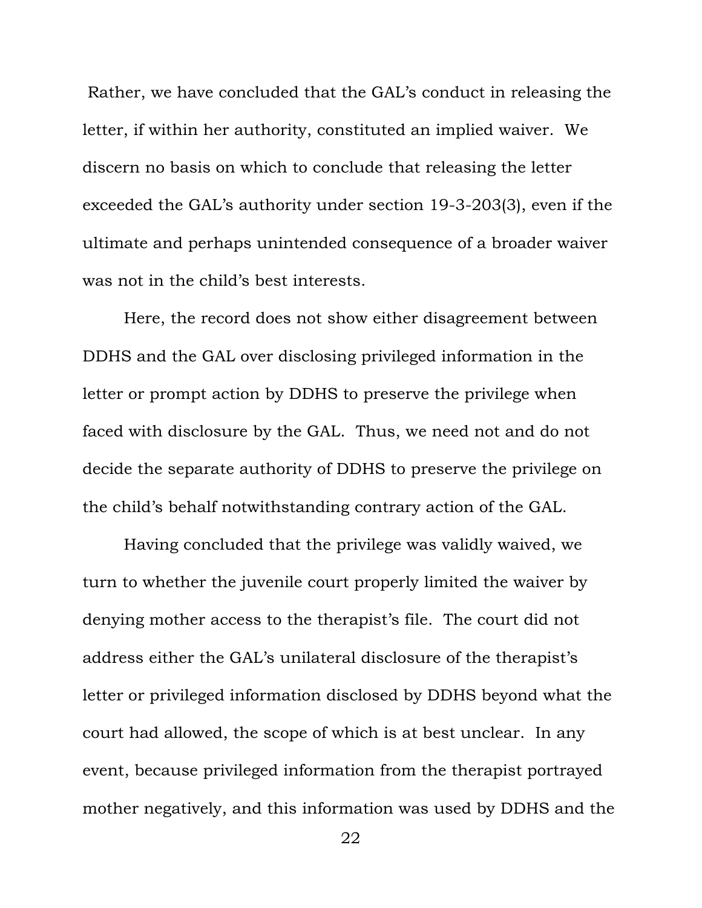Rather, we have concluded that the GAL's conduct in releasing the letter, if within her authority, constituted an implied waiver. We discern no basis on which to conclude that releasing the letter exceeded the GAL's authority under section 19-3-203(3), even if the ultimate and perhaps unintended consequence of a broader waiver was not in the child's best interests.

Here, the record does not show either disagreement between DDHS and the GAL over disclosing privileged information in the letter or prompt action by DDHS to preserve the privilege when faced with disclosure by the GAL. Thus, we need not and do not decide the separate authority of DDHS to preserve the privilege on the child's behalf notwithstanding contrary action of the GAL.

Having concluded that the privilege was validly waived, we turn to whether the juvenile court properly limited the waiver by denying mother access to the therapist's file. The court did not address either the GAL's unilateral disclosure of the therapist's letter or privileged information disclosed by DDHS beyond what the court had allowed, the scope of which is at best unclear. In any event, because privileged information from the therapist portrayed mother negatively, and this information was used by DDHS and the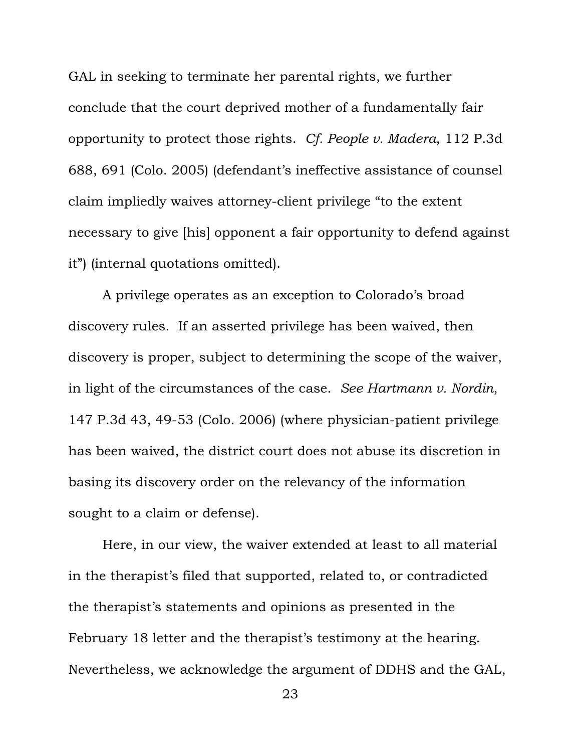GAL in seeking to terminate her parental rights, we further conclude that the court deprived mother of a fundamentally fair opportunity to protect those rights. *Cf. People v. Madera*, 112 P.3d 688, 691 (Colo. 2005) (defendant's ineffective assistance of counsel claim impliedly waives attorney-client privilege "to the extent necessary to give [his] opponent a fair opportunity to defend against it") (internal quotations omitted).

A privilege operates as an exception to Colorado's broad discovery rules. If an asserted privilege has been waived, then discovery is proper, subject to determining the scope of the waiver, in light of the circumstances of the case. *See Hartmann v. Nordin*, 147 P.3d 43, 49-53 (Colo. 2006) (where physician-patient privilege has been waived, the district court does not abuse its discretion in basing its discovery order on the relevancy of the information sought to a claim or defense).

Here, in our view, the waiver extended at least to all material in the therapist's filed that supported, related to, or contradicted the therapist's statements and opinions as presented in the February 18 letter and the therapist's testimony at the hearing. Nevertheless, we acknowledge the argument of DDHS and the GAL,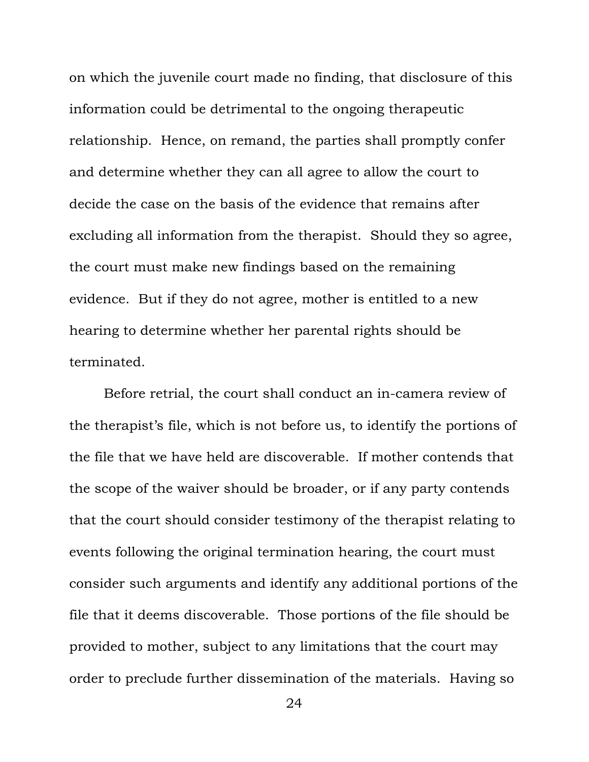on which the juvenile court made no finding, that disclosure of this information could be detrimental to the ongoing therapeutic relationship. Hence, on remand, the parties shall promptly confer and determine whether they can all agree to allow the court to decide the case on the basis of the evidence that remains after excluding all information from the therapist. Should they so agree, the court must make new findings based on the remaining evidence. But if they do not agree, mother is entitled to a new hearing to determine whether her parental rights should be terminated.

Before retrial, the court shall conduct an in-camera review of the therapist's file, which is not before us, to identify the portions of the file that we have held are discoverable. If mother contends that the scope of the waiver should be broader, or if any party contends that the court should consider testimony of the therapist relating to events following the original termination hearing, the court must consider such arguments and identify any additional portions of the file that it deems discoverable. Those portions of the file should be provided to mother, subject to any limitations that the court may order to preclude further dissemination of the materials. Having so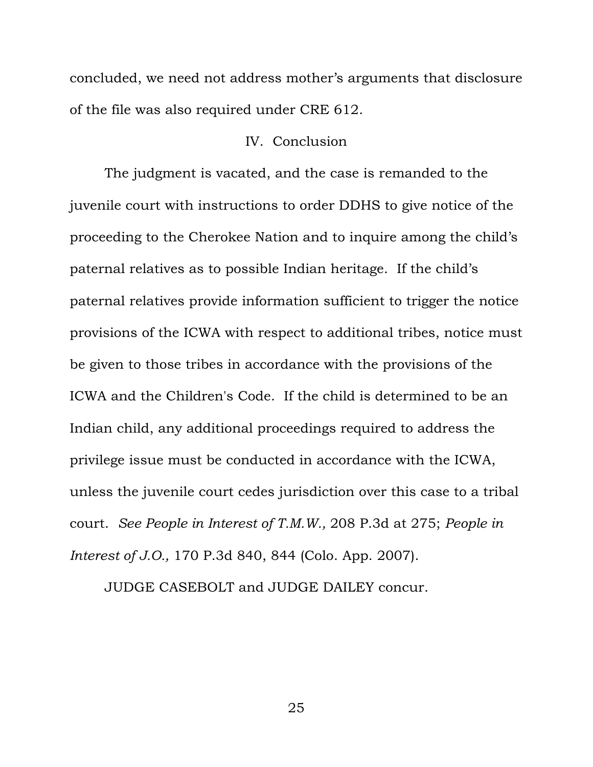concluded, we need not address mother's arguments that disclosure of the file was also required under CRE 612.

## IV. Conclusion

The judgment is vacated, and the case is remanded to the juvenile court with instructions to order DDHS to give notice of the proceeding to the Cherokee Nation and to inquire among the child's paternal relatives as to possible Indian heritage. If the child's paternal relatives provide information sufficient to trigger the notice provisions of the ICWA with respect to additional tribes, notice must be given to those tribes in accordance with the provisions of the ICWA and the Children's Code. If the child is determined to be an Indian child, any additional proceedings required to address the privilege issue must be conducted in accordance with the ICWA, unless the juvenile court cedes jurisdiction over this case to a tribal court. *See People in Interest of T.M.W.,* 208 P.3d at 275; *People in Interest of J.O.,* 170 P.3d 840, 844 (Colo. App. 2007).

JUDGE CASEBOLT and JUDGE DAILEY concur.